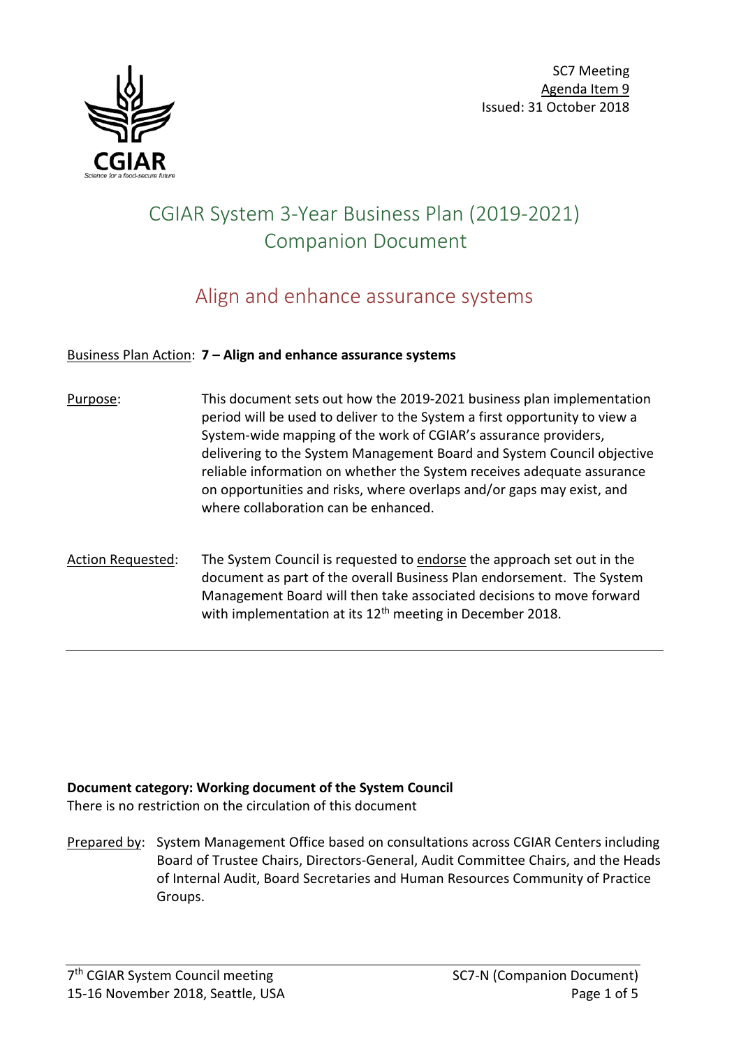SC7 Meeting
Agenda Item 9
Issued: 31 October 2018

# CGIAR System 3-Year Business Plan (2019-2021) Companion Document

## Align and enhance assurance systems

Business Plan Action: **7 – Align and enhance assurance systems**

Purpose: This document sets out how the 2019-2021 business plan implementation period will be used to deliver to the System a first opportunity to view a System-wide mapping of the work of CGIAR's assurance providers, delivering to the System Management Board and System Council objective reliable information on whether the System receives adequate assurance on opportunities and risks, where overlaps and/or gaps may exist, and where collaboration can be enhanced.

Action Requested: The System Council is requested to endorse the approach set out in the document as part of the overall Business Plan endorsement. The System Management Board will then take associated decisions to move forward with implementation at its 12th meeting in December 2018.

---

**Document category: Working document of the System Council**
There is no restriction on the circulation of this document

Prepared by: System Management Office based on consultations across CGIAR Centers including Board of Trustee Chairs, Directors-General, Audit Committee Chairs, and the Heads of Internal Audit, Board Secretaries and Human Resources Community of Practice Groups.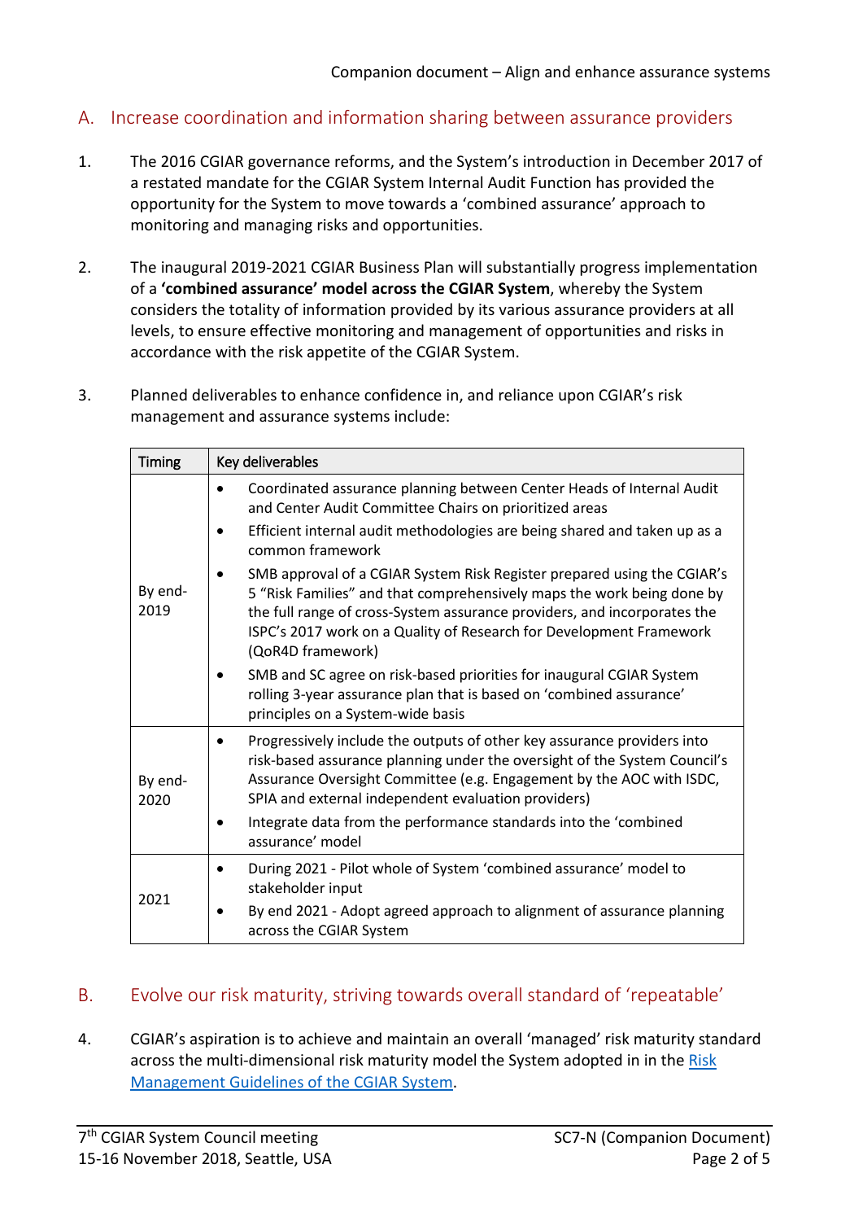## A. Increase coordination and information sharing between assurance providers

1. The 2016 CGIAR governance reforms, and the System's introduction in December 2017 of a restated mandate for the CGIAR System Internal Audit Function has provided the opportunity for the System to move towards a 'combined assurance' approach to monitoring and managing risks and opportunities.

2. The inaugural 2019-2021 CGIAR Business Plan will substantially progress implementation of a **'combined assurance' model across the CGIAR System**, whereby the System considers the totality of information provided by its various assurance providers at all levels, to ensure effective monitoring and management of opportunities and risks in accordance with the risk appetite of the CGIAR System.

3. Planned deliverables to enhance confidence in, and reliance upon CGIAR's risk management and assurance systems include:

| Timing | Key deliverables |
|---|---|
| By end-2019 | • Coordinated assurance planning between Center Heads of Internal Audit and Center Audit Committee Chairs on prioritized areas<br>• Efficient internal audit methodologies are being shared and taken up as a common framework<br>• SMB approval of a CGIAR System Risk Register prepared using the CGIAR's 5 "Risk Families" and that comprehensively maps the work being done by the full range of cross-System assurance providers, and incorporates the ISPC's 2017 work on a Quality of Research for Development Framework (QoR4D framework)<br>• SMB and SC agree on risk-based priorities for inaugural CGIAR System rolling 3-year assurance plan that is based on 'combined assurance' principles on a System-wide basis |
| By end-2020 | • Progressively include the outputs of other key assurance providers into risk-based assurance planning under the oversight of the System Council's Assurance Oversight Committee (e.g. Engagement by the AOC with ISDC, SPIA and external independent evaluation providers)<br>• Integrate data from the performance standards into the 'combined assurance' model |
| 2021 | • During 2021 - Pilot whole of System 'combined assurance' model to stakeholder input<br>• By end 2021 - Adopt agreed approach to alignment of assurance planning across the CGIAR System |

## B. Evolve our risk maturity, striving towards overall standard of 'repeatable'

4. CGIAR's aspiration is to achieve and maintain an overall 'managed' risk maturity standard across the multi-dimensional risk maturity model the System adopted in in the [Risk Management Guidelines of the CGIAR System](#).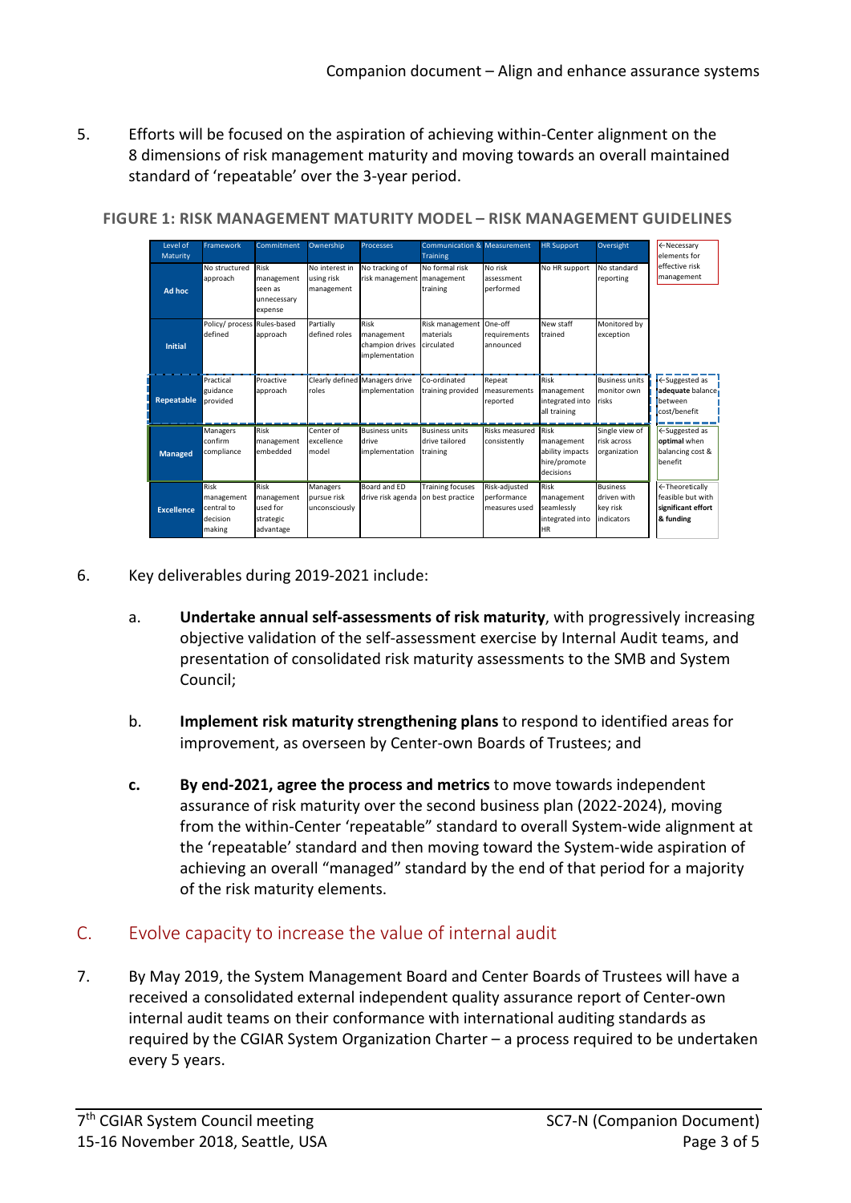5. Efforts will be focused on the aspiration of achieving within-Center alignment on the 8 dimensions of risk management maturity and moving towards an overall maintained standard of 'repeatable' over the 3-year period.

**FIGURE 1: RISK MANAGEMENT MATURITY MODEL – RISK MANAGEMENT GUIDELINES**

| Level of Maturity | Framework | Commitment | Ownership | Processes | Communication & Training | Measurement | HR Support | Oversight | ←Necessary elements for effective risk management |
|---|---|---|---|---|---|---|---|---|---|
| **Ad hoc** | No structured approach | Risk management seen as unnecessary expense | No interest in using risk management | No tracking of risk management | No formal risk management training | No risk assessment performed | No HR support | No standard reporting | |
| **Initial** | Policy/ process defined | Rules-based approach | Partially defined roles | Risk management champion drives implementation | Risk management materials circulated | One-off requirements announced | New staff trained | Monitored by exception | |
| **Repeatable** | Practical guidance provided | Proactive approach | Clearly defined roles | Managers drive implementation | Co-ordinated training provided | Repeat measurements reported | Risk management integrated into all training | Business units monitor own risks | ←Suggested as **adequate** balance between cost/benefit |
| **Managed** | Managers confirm compliance | Risk management embedded | Center of excellence model | Business units drive implementation | Business units drive tailored training | Risks measured consistently | Risk management ability impacts hire/promote decisions | Single view of risk across organization | ←Suggested as **optimal** when balancing cost & benefit |
| **Excellence** | Risk management central to decision making | Risk management used for strategic advantage | Managers pursue risk unconsciously | Board and ED drive risk agenda | Training focuses on best practice | Risk-adjusted performance measures used | Risk management seamlessly integrated into HR | Business driven with key risk indicators | ←Theoretically feasible but with **significant effort & funding** |

6. Key deliverables during 2019-2021 include:

   a. **Undertake annual self-assessments of risk maturity**, with progressively increasing objective validation of the self-assessment exercise by Internal Audit teams, and presentation of consolidated risk maturity assessments to the SMB and System Council;

   b. **Implement risk maturity strengthening plans** to respond to identified areas for improvement, as overseen by Center-own Boards of Trustees; and

   **c.** **By end-2021, agree the process and metrics** to move towards independent assurance of risk maturity over the second business plan (2022-2024), moving from the within-Center 'repeatable" standard to overall System-wide alignment at the 'repeatable' standard and then moving toward the System-wide aspiration of achieving an overall "managed" standard by the end of that period for a majority of the risk maturity elements.

## C. Evolve capacity to increase the value of internal audit

7. By May 2019, the System Management Board and Center Boards of Trustees will have a received a consolidated external independent quality assurance report of Center-own internal audit teams on their conformance with international auditing standards as required by the CGIAR System Organization Charter – a process required to be undertaken every 5 years.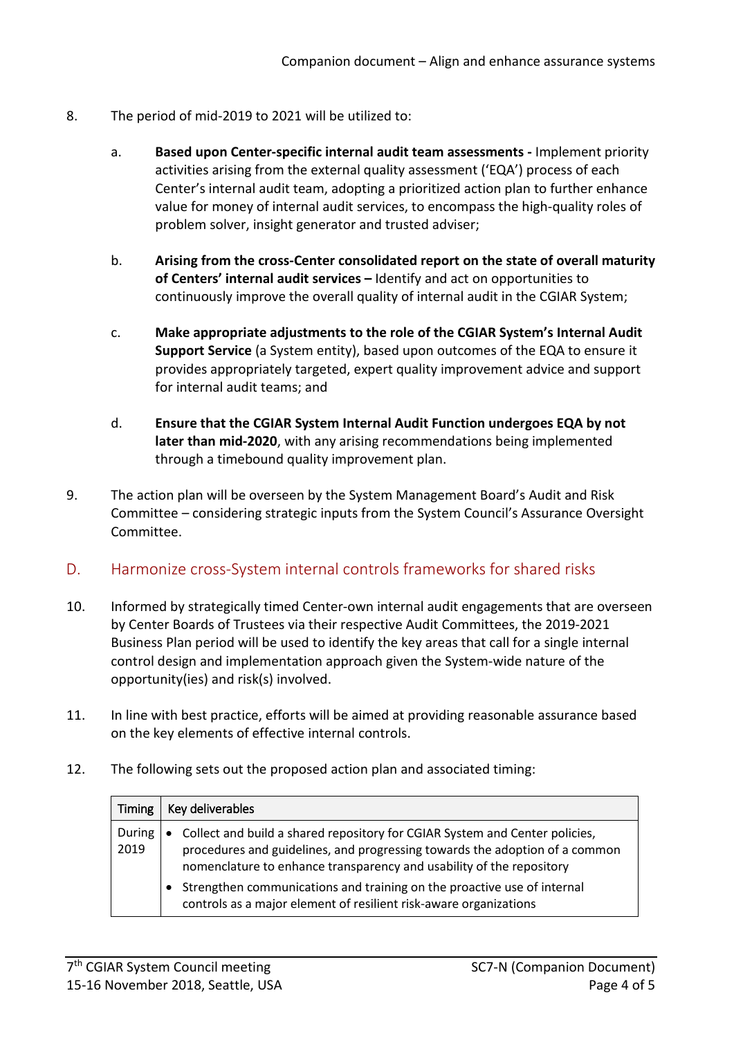8. The period of mid-2019 to 2021 will be utilized to:

   a. **Based upon Center-specific internal audit team assessments -** Implement priority activities arising from the external quality assessment ('EQA') process of each Center's internal audit team, adopting a prioritized action plan to further enhance value for money of internal audit services, to encompass the high-quality roles of problem solver, insight generator and trusted adviser;

   b. **Arising from the cross-Center consolidated report on the state of overall maturity of Centers' internal audit services –** Identify and act on opportunities to continuously improve the overall quality of internal audit in the CGIAR System;

   c. **Make appropriate adjustments to the role of the CGIAR System's Internal Audit Support Service** (a System entity), based upon outcomes of the EQA to ensure it provides appropriately targeted, expert quality improvement advice and support for internal audit teams; and

   d. **Ensure that the CGIAR System Internal Audit Function undergoes EQA by not later than mid-2020**, with any arising recommendations being implemented through a timebound quality improvement plan.

9. The action plan will be overseen by the System Management Board's Audit and Risk Committee – considering strategic inputs from the System Council's Assurance Oversight Committee.

## D. Harmonize cross-System internal controls frameworks for shared risks

10. Informed by strategically timed Center-own internal audit engagements that are overseen by Center Boards of Trustees via their respective Audit Committees, the 2019-2021 Business Plan period will be used to identify the key areas that call for a single internal control design and implementation approach given the System-wide nature of the opportunity(ies) and risk(s) involved.

11. In line with best practice, efforts will be aimed at providing reasonable assurance based on the key elements of effective internal controls.

12. The following sets out the proposed action plan and associated timing:

| Timing | Key deliverables |
|---|---|
| During 2019 | • Collect and build a shared repository for CGIAR System and Center policies, procedures and guidelines, and progressing towards the adoption of a common nomenclature to enhance transparency and usability of the repository<br>• Strengthen communications and training on the proactive use of internal controls as a major element of resilient risk-aware organizations |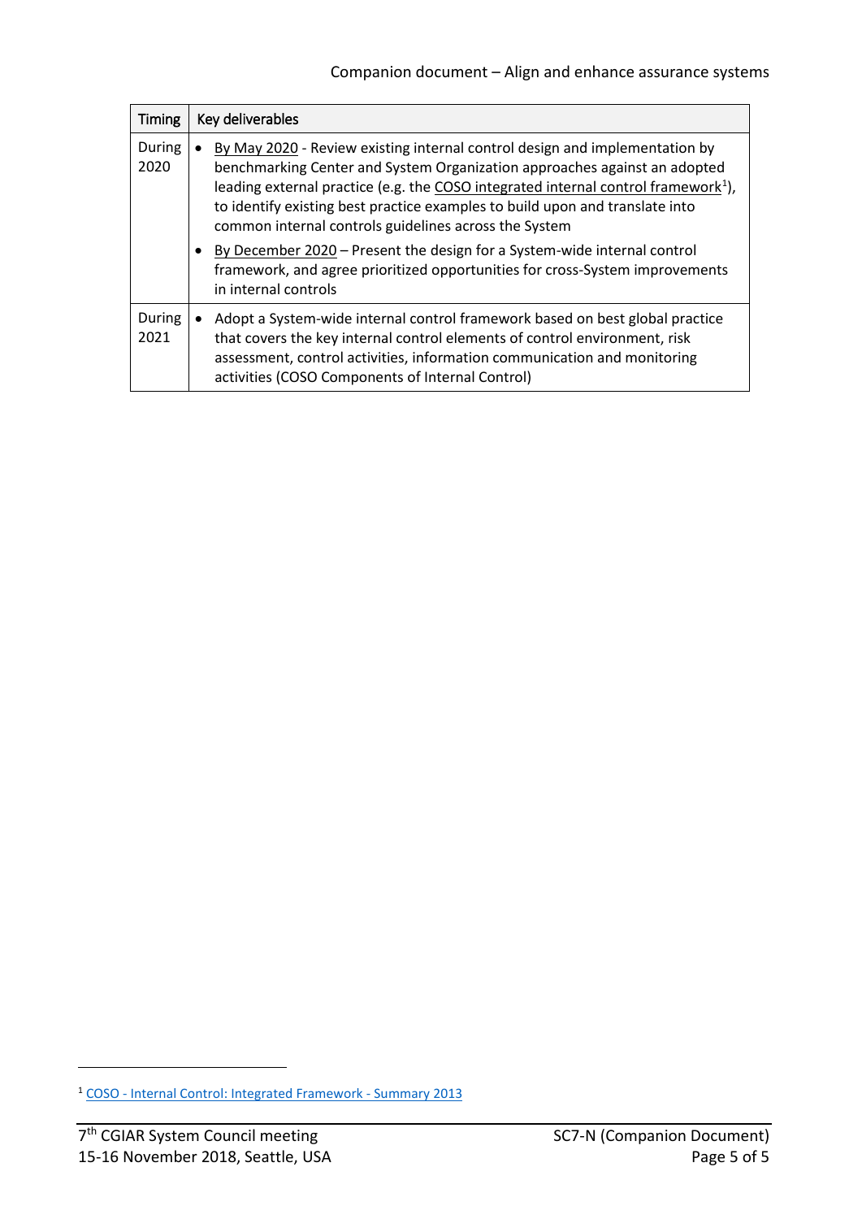| Timing | Key deliverables |
|---|---|
| During 2020 | • By May 2020 - Review existing internal control design and implementation by benchmarking Center and System Organization approaches against an adopted leading external practice (e.g. the COSO integrated internal control framework[1]), to identify existing best practice examples to build upon and translate into common internal controls guidelines across the System<br>• By December 2020 – Present the design for a System-wide internal control framework, and agree prioritized opportunities for cross-System improvements in internal controls |
| During 2021 | • Adopt a System-wide internal control framework based on best global practice that covers the key internal control elements of control environment, risk assessment, control activities, information communication and monitoring activities (COSO Components of Internal Control) |

[1] COSO - Internal Control: Integrated Framework - Summary 2013